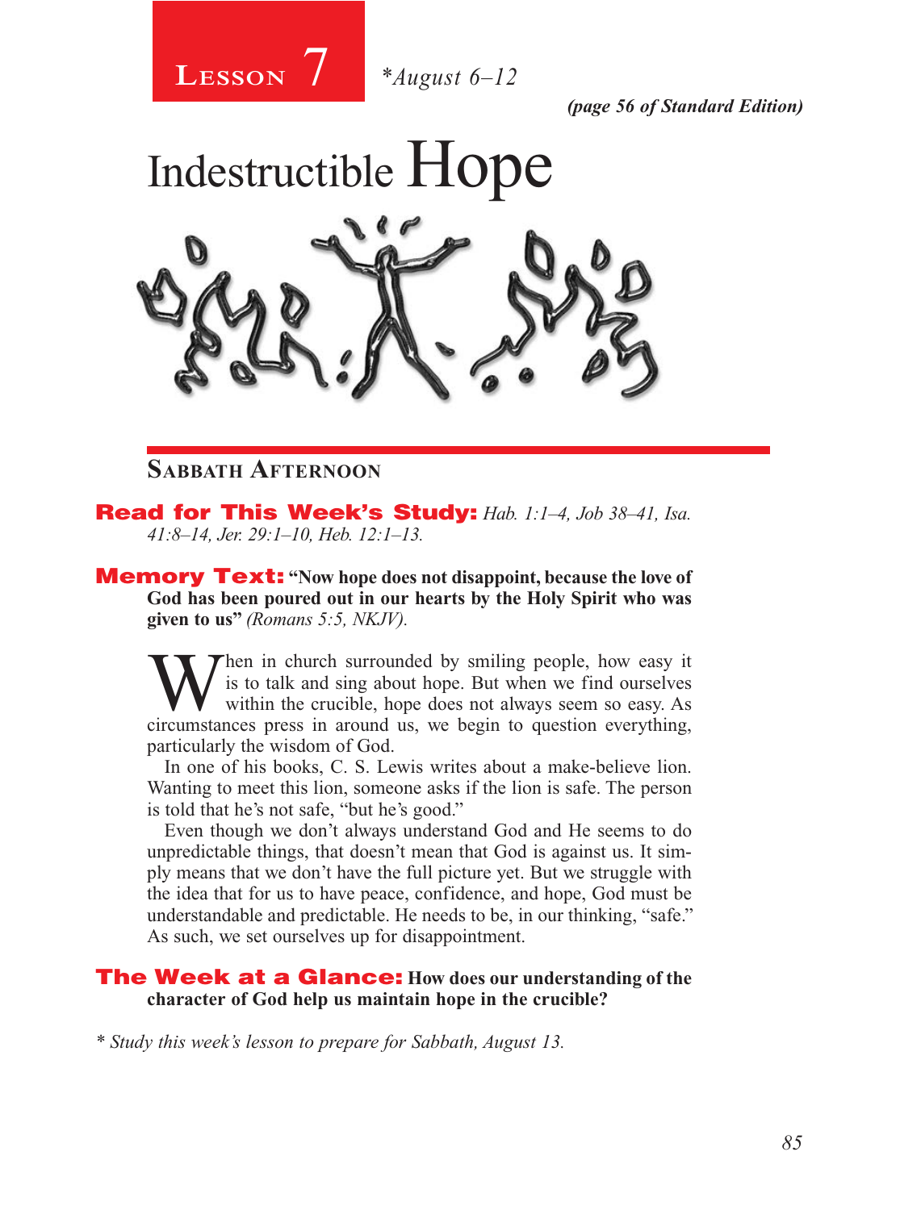# Lesson 7 *August 6–12

*(page 56 of Standard Edition)*

# Indestructible Hope

## Sabbath Afternoon

**Read for This Week's Study:** *Hab. 1:1–4, Job 38–41, Isa. 41:8–14, Jer. 29:1–10, Heb. 12:1–13.*

**Memory Text:** **"Now hope does not disappoint, because the love of God has been poured out in our hearts by the Holy Spirit who was given to us"** *(Romans 5:5, NKJV).*

When in church surrounded by smiling people, how easy it is to talk and sing about hope. But when we find ourselves within the crucible, hope does not always seem so easy. As circumstances press in around us, we begin to question everything, particularly the wisdom of God.

In one of his books, C. S. Lewis writes about a make-believe lion. Wanting to meet this lion, someone asks if the lion is safe. The person is told that he's not safe, "but he's good."

Even though we don't always understand God and He seems to do unpredictable things, that doesn't mean that God is against us. It simply means that we don't have the full picture yet. But we struggle with the idea that for us to have peace, confidence, and hope, God must be understandable and predictable. He needs to be, in our thinking, "safe." As such, we set ourselves up for disappointment.

**The Week at a Glance:** **How does our understanding of the character of God help us maintain hope in the crucible?**

*\* Study this week's lesson to prepare for Sabbath, August 13.*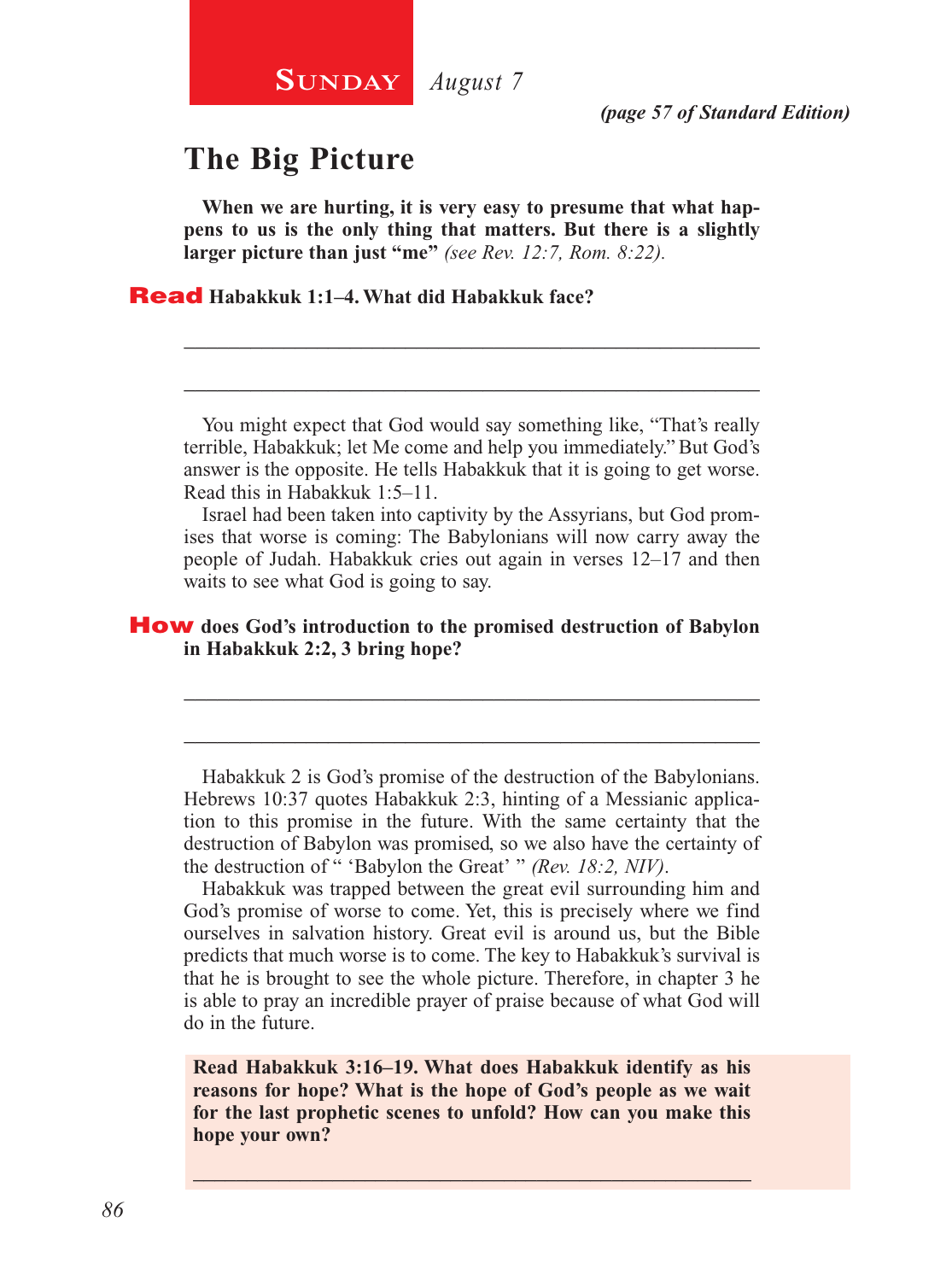**Sunday** *August 7*

*(page 57 of Standard Edition)*

## The Big Picture

**When we are hurting, it is very easy to presume that what happens to us is the only thing that matters. But there is a slightly larger picture than just "me"** *(see Rev. 12:7, Rom. 8:22).*

**Read Habakkuk 1:1–4. What did Habakkuk face?**

_______________________________________________________________

_______________________________________________________________

You might expect that God would say something like, "That's really terrible, Habakkuk; let Me come and help you immediately." But God's answer is the opposite. He tells Habakkuk that it is going to get worse. Read this in Habakkuk 1:5–11.

Israel had been taken into captivity by the Assyrians, but God promises that worse is coming: The Babylonians will now carry away the people of Judah. Habakkuk cries out again in verses 12–17 and then waits to see what God is going to say.

**How does God's introduction to the promised destruction of Babylon in Habakkuk 2:2, 3 bring hope?**

_______________________________________________________________

_______________________________________________________________

Habakkuk 2 is God's promise of the destruction of the Babylonians. Hebrews 10:37 quotes Habakkuk 2:3, hinting of a Messianic application to this promise in the future. With the same certainty that the destruction of Babylon was promised, so we also have the certainty of the destruction of " 'Babylon the Great' " *(Rev. 18:2, NIV)*.

Habakkuk was trapped between the great evil surrounding him and God's promise of worse to come. Yet, this is precisely where we find ourselves in salvation history. Great evil is around us, but the Bible predicts that much worse is to come. The key to Habakkuk's survival is that he is brought to see the whole picture. Therefore, in chapter 3 he is able to pray an incredible prayer of praise because of what God will do in the future.

**Read Habakkuk 3:16–19. What does Habakkuk identify as his reasons for hope? What is the hope of God's people as we wait for the last prophetic scenes to unfold? How can you make this hope your own?**

_______________________________________________________________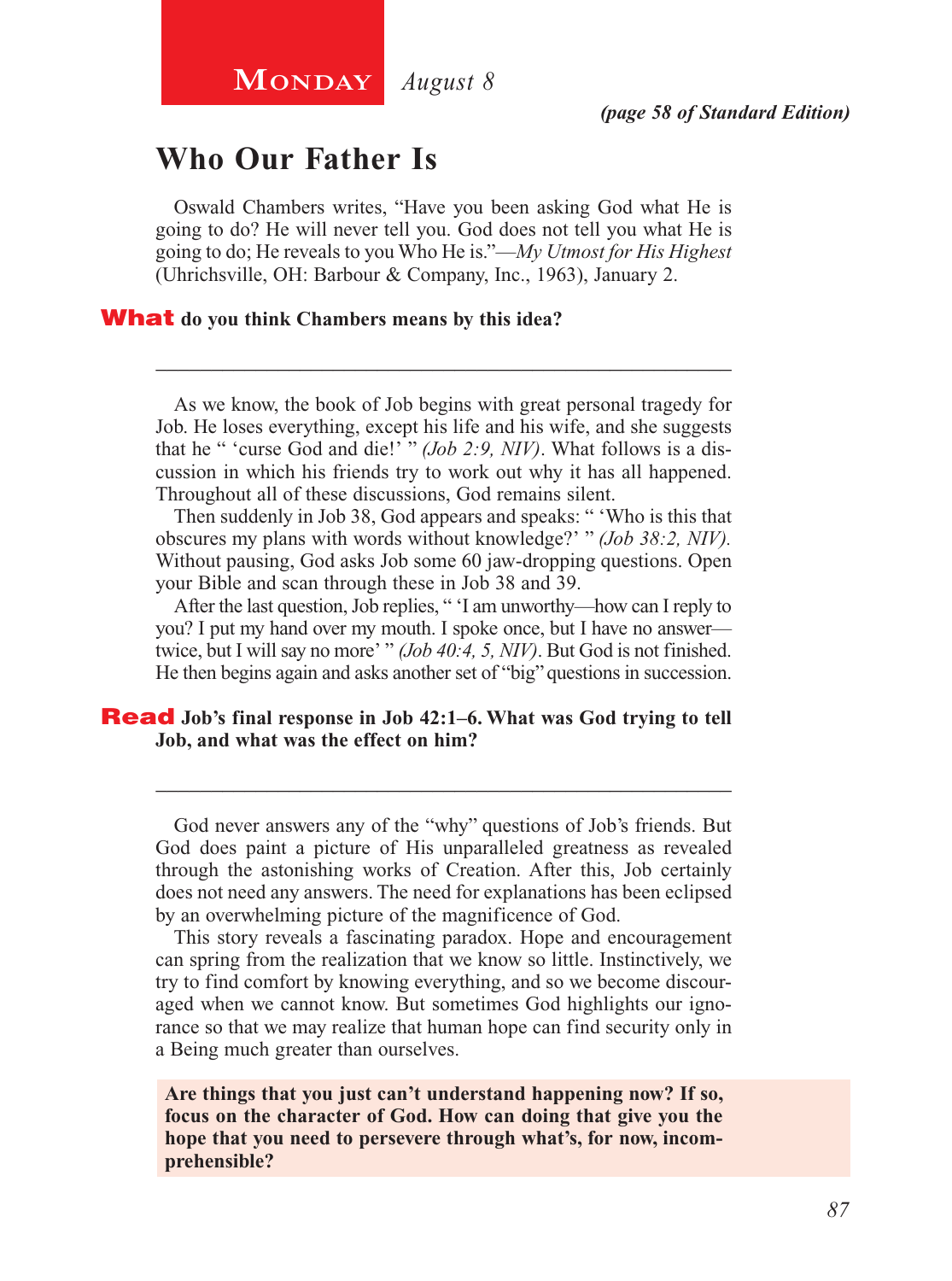**Monday** *August 8*

*(page 58 of Standard Edition)*

# Who Our Father Is

Oswald Chambers writes, "Have you been asking God what He is going to do? He will never tell you. God does not tell you what He is going to do; He reveals to you Who He is."—*My Utmost for His Highest* (Uhrichsville, OH: Barbour & Company, Inc., 1963), January 2.

**What do you think Chambers means by this idea?**

_______________________________________________

As we know, the book of Job begins with great personal tragedy for Job. He loses everything, except his life and his wife, and she suggests that he " 'curse God and die!' " *(Job 2:9, NIV)*. What follows is a discussion in which his friends try to work out why it has all happened. Throughout all of these discussions, God remains silent.

Then suddenly in Job 38, God appears and speaks: " 'Who is this that obscures my plans with words without knowledge?' " *(Job 38:2, NIV).* Without pausing, God asks Job some 60 jaw-dropping questions. Open your Bible and scan through these in Job 38 and 39.

After the last question, Job replies, " 'I am unworthy—how can I reply to you? I put my hand over my mouth. I spoke once, but I have no answer—twice, but I will say no more' " *(Job 40:4, 5, NIV)*. But God is not finished. He then begins again and asks another set of "big" questions in succession.

**Read Job's final response in Job 42:1–6. What was God trying to tell Job, and what was the effect on him?**

_______________________________________________

God never answers any of the "why" questions of Job's friends. But God does paint a picture of His unparalleled greatness as revealed through the astonishing works of Creation. After this, Job certainly does not need any answers. The need for explanations has been eclipsed by an overwhelming picture of the magnificence of God.

This story reveals a fascinating paradox. Hope and encouragement can spring from the realization that we know so little. Instinctively, we try to find comfort by knowing everything, and so we become discouraged when we cannot know. But sometimes God highlights our ignorance so that we may realize that human hope can find security only in a Being much greater than ourselves.

**Are things that you just can't understand happening now? If so, focus on the character of God. How can doing that give you the hope that you need to persevere through what's, for now, incomprehensible?**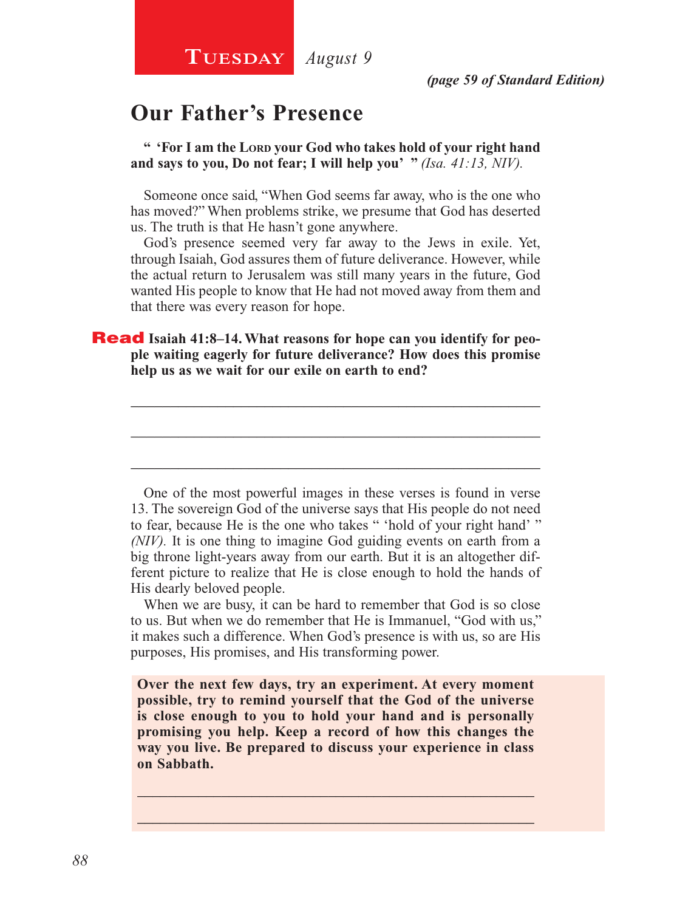**Tuesday** *August 9*

*(page 59 of Standard Edition)*

## Our Father's Presence

**" 'For I am the Lord your God who takes hold of your right hand and says to you, Do not fear; I will help you' "** *(Isa. 41:13, NIV).*

Someone once said, "When God seems far away, who is the one who has moved?" When problems strike, we presume that God has deserted us. The truth is that He hasn't gone anywhere.

God's presence seemed very far away to the Jews in exile. Yet, through Isaiah, God assures them of future deliverance. However, while the actual return to Jerusalem was still many years in the future, God wanted His people to know that He had not moved away from them and that there was every reason for hope.

**Read Isaiah 41:8–14. What reasons for hope can you identify for people waiting eagerly for future deliverance? How does this promise help us as we wait for our exile on earth to end?**

_______________________________________________________________

_______________________________________________________________

_______________________________________________________________

One of the most powerful images in these verses is found in verse 13. The sovereign God of the universe says that His people do not need to fear, because He is the one who takes " 'hold of your right hand' " *(NIV).* It is one thing to imagine God guiding events on earth from a big throne light-years away from our earth. But it is an altogether different picture to realize that He is close enough to hold the hands of His dearly beloved people.

When we are busy, it can be hard to remember that God is so close to us. But when we do remember that He is Immanuel, "God with us," it makes such a difference. When God's presence is with us, so are His purposes, His promises, and His transforming power.

**Over the next few days, try an experiment. At every moment possible, try to remind yourself that the God of the universe is close enough to you to hold your hand and is personally promising you help. Keep a record of how this changes the way you live. Be prepared to discuss your experience in class on Sabbath.**

_______________________________________________________________

_______________________________________________________________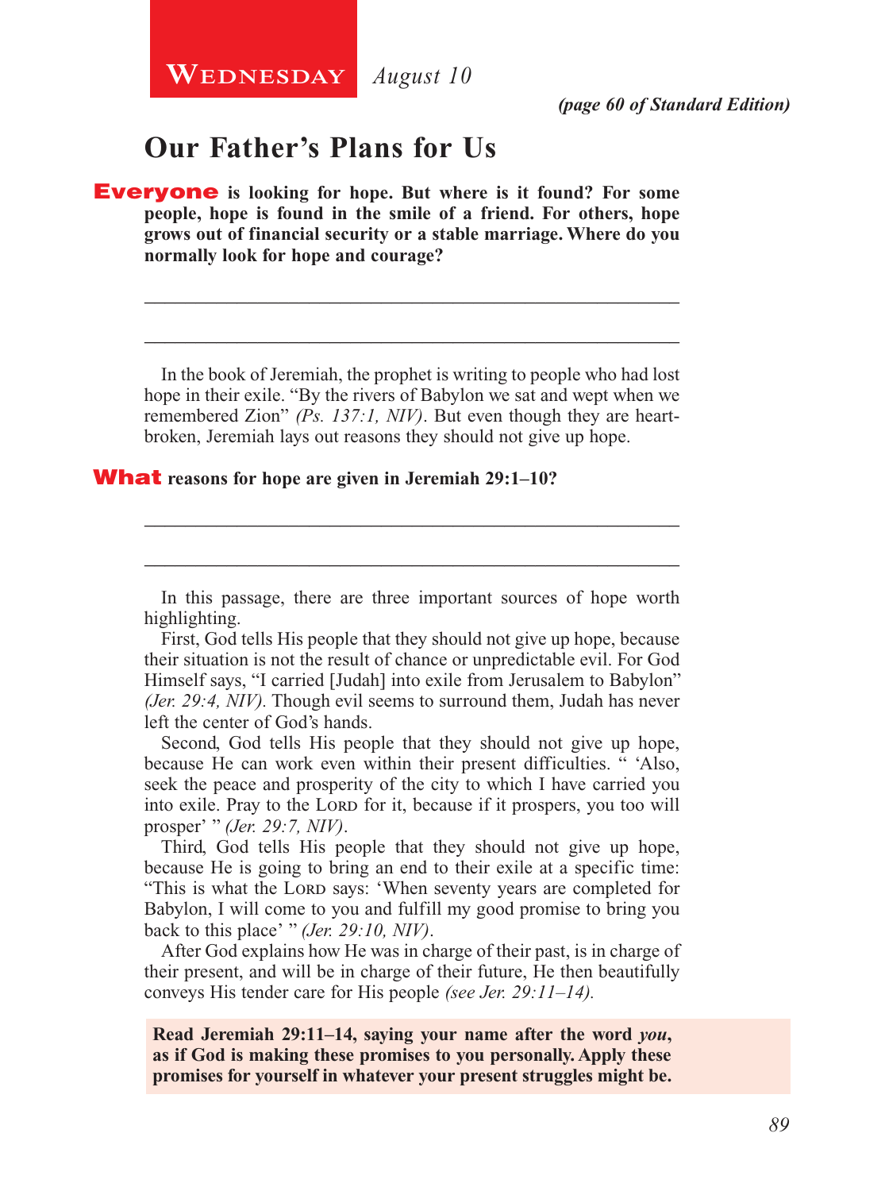**WEDNESDAY** *August 10*

***(page 60 of Standard Edition)***

## Our Father's Plans for Us

**Everyone is looking for hope. But where is it found? For some people, hope is found in the smile of a friend. For others, hope grows out of financial security or a stable marriage. Where do you normally look for hope and courage?**

\_\_\_\_\_\_\_\_\_\_\_\_\_\_\_\_\_\_\_\_\_\_\_\_\_\_\_\_\_\_\_\_\_\_\_\_\_\_\_\_\_\_\_\_\_\_\_\_\_\_\_\_\_\_\_\_

\_\_\_\_\_\_\_\_\_\_\_\_\_\_\_\_\_\_\_\_\_\_\_\_\_\_\_\_\_\_\_\_\_\_\_\_\_\_\_\_\_\_\_\_\_\_\_\_\_\_\_\_\_\_\_\_

In the book of Jeremiah, the prophet is writing to people who had lost hope in their exile. "By the rivers of Babylon we sat and wept when we remembered Zion" *(Ps. 137:1, NIV)*. But even though they are heartbroken, Jeremiah lays out reasons they should not give up hope.

**What reasons for hope are given in Jeremiah 29:1–10?**

\_\_\_\_\_\_\_\_\_\_\_\_\_\_\_\_\_\_\_\_\_\_\_\_\_\_\_\_\_\_\_\_\_\_\_\_\_\_\_\_\_\_\_\_\_\_\_\_\_\_\_\_\_\_\_\_

\_\_\_\_\_\_\_\_\_\_\_\_\_\_\_\_\_\_\_\_\_\_\_\_\_\_\_\_\_\_\_\_\_\_\_\_\_\_\_\_\_\_\_\_\_\_\_\_\_\_\_\_\_\_\_\_

In this passage, there are three important sources of hope worth highlighting.

First, God tells His people that they should not give up hope, because their situation is not the result of chance or unpredictable evil. For God Himself says, "I carried [Judah] into exile from Jerusalem to Babylon" *(Jer. 29:4, NIV)*. Though evil seems to surround them, Judah has never left the center of God's hands.

Second, God tells His people that they should not give up hope, because He can work even within their present difficulties. " 'Also, seek the peace and prosperity of the city to which I have carried you into exile. Pray to the LORD for it, because if it prospers, you too will prosper' " *(Jer. 29:7, NIV)*.

Third, God tells His people that they should not give up hope, because He is going to bring an end to their exile at a specific time: "This is what the LORD says: 'When seventy years are completed for Babylon, I will come to you and fulfill my good promise to bring you back to this place' " *(Jer. 29:10, NIV)*.

After God explains how He was in charge of their past, is in charge of their present, and will be in charge of their future, He then beautifully conveys His tender care for His people *(see Jer. 29:11–14)*.

**Read Jeremiah 29:11–14, saying your name after the word *you*, as if God is making these promises to you personally. Apply these promises for yourself in whatever your present struggles might be.**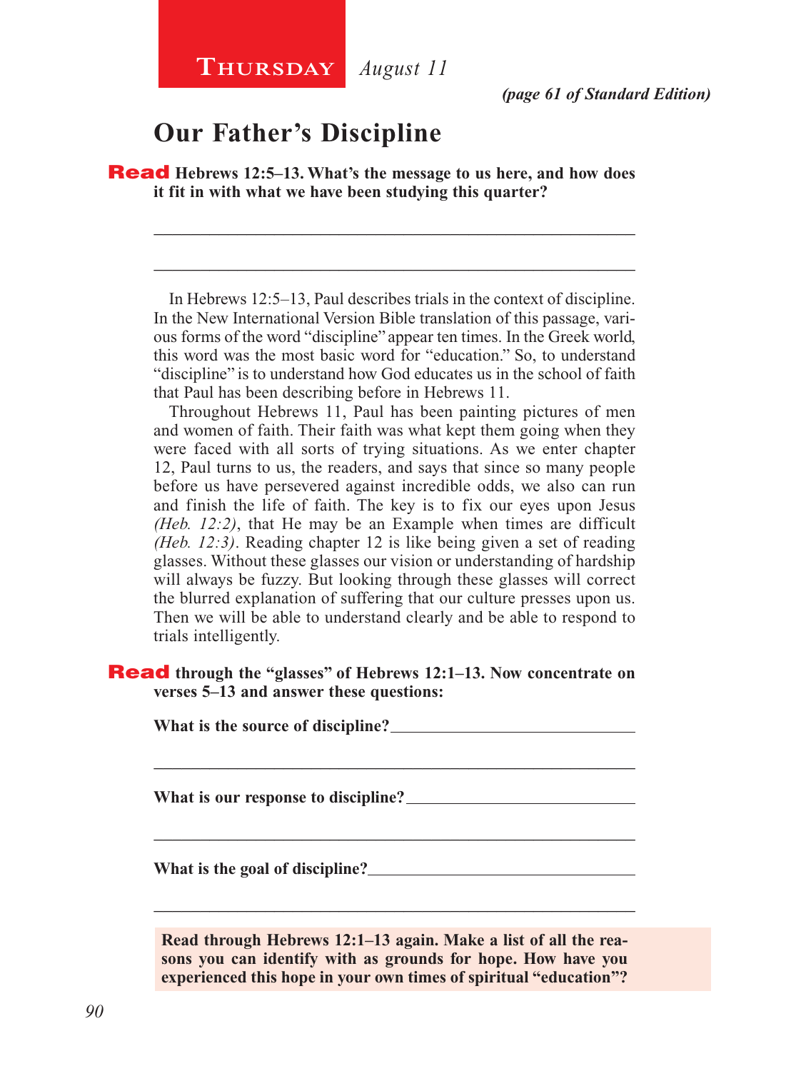**Thursday** *August 11*

*(page 61 of Standard Edition)*

# Our Father's Discipline

**Read Hebrews 12:5–13. What's the message to us here, and how does it fit in with what we have been studying this quarter?**

_______________________________________________________________

_______________________________________________________________

In Hebrews 12:5–13, Paul describes trials in the context of discipline. In the New International Version Bible translation of this passage, various forms of the word "discipline" appear ten times. In the Greek world, this word was the most basic word for "education." So, to understand "discipline" is to understand how God educates us in the school of faith that Paul has been describing before in Hebrews 11.

Throughout Hebrews 11, Paul has been painting pictures of men and women of faith. Their faith was what kept them going when they were faced with all sorts of trying situations. As we enter chapter 12, Paul turns to us, the readers, and says that since so many people before us have persevered against incredible odds, we also can run and finish the life of faith. The key is to fix our eyes upon Jesus *(Heb. 12:2)*, that He may be an Example when times are difficult *(Heb. 12:3)*. Reading chapter 12 is like being given a set of reading glasses. Without these glasses our vision or understanding of hardship will always be fuzzy. But looking through these glasses will correct the blurred explanation of suffering that our culture presses upon us. Then we will be able to understand clearly and be able to respond to trials intelligently.

**Read through the "glasses" of Hebrews 12:1–13. Now concentrate on verses 5–13 and answer these questions:**

**What is the source of discipline?**_______________________________

_______________________________________________________________

**What is our response to discipline?**_____________________________

_______________________________________________________________

**What is the goal of discipline?**_________________________________

_______________________________________________________________

**Read through Hebrews 12:1–13 again. Make a list of all the reasons you can identify with as grounds for hope. How have you experienced this hope in your own times of spiritual "education"?**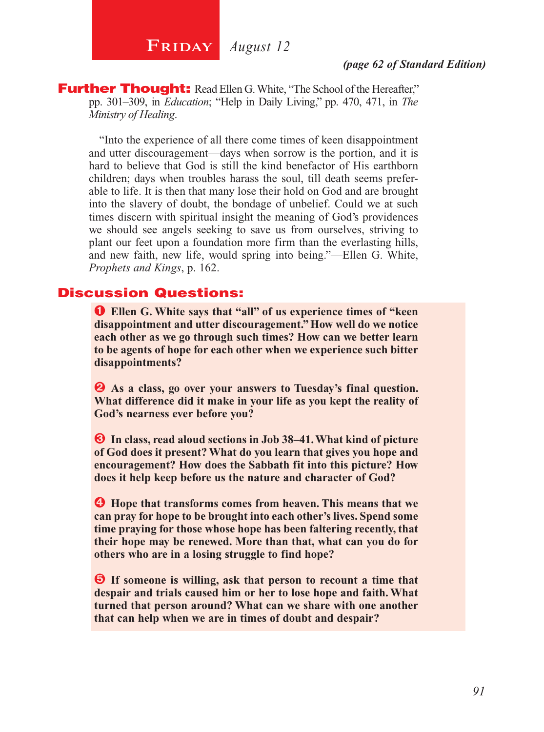# Friday *August 12*

***(page 62 of Standard Edition)***

**Further Thought:** Read Ellen G. White, "The School of the Hereafter," pp. 301–309, in *Education*; "Help in Daily Living," pp. 470, 471, in *The Ministry of Healing*.

"Into the experience of all there come times of keen disappointment and utter discouragement—days when sorrow is the portion, and it is hard to believe that God is still the kind benefactor of His earthborn children; days when troubles harass the soul, till death seems preferable to life. It is then that many lose their hold on God and are brought into the slavery of doubt, the bondage of unbelief. Could we at such times discern with spiritual insight the meaning of God's providences we should see angels seeking to save us from ourselves, striving to plant our feet upon a foundation more firm than the everlasting hills, and new faith, new life, would spring into being."—Ellen G. White, *Prophets and Kings*, p. 162.

## Discussion Questions:

❶ **Ellen G. White says that "all" of us experience times of "keen disappointment and utter discouragement." How well do we notice each other as we go through such times? How can we better learn to be agents of hope for each other when we experience such bitter disappointments?**

❷ **As a class, go over your answers to Tuesday's final question. What difference did it make in your life as you kept the reality of God's nearness ever before you?**

❸ **In class, read aloud sections in Job 38–41. What kind of picture of God does it present? What do you learn that gives you hope and encouragement? How does the Sabbath fit into this picture? How does it help keep before us the nature and character of God?**

❹ **Hope that transforms comes from heaven. This means that we can pray for hope to be brought into each other's lives. Spend some time praying for those whose hope has been faltering recently, that their hope may be renewed. More than that, what can you do for others who are in a losing struggle to find hope?**

❺ **If someone is willing, ask that person to recount a time that despair and trials caused him or her to lose hope and faith. What turned that person around? What can we share with one another that can help when we are in times of doubt and despair?**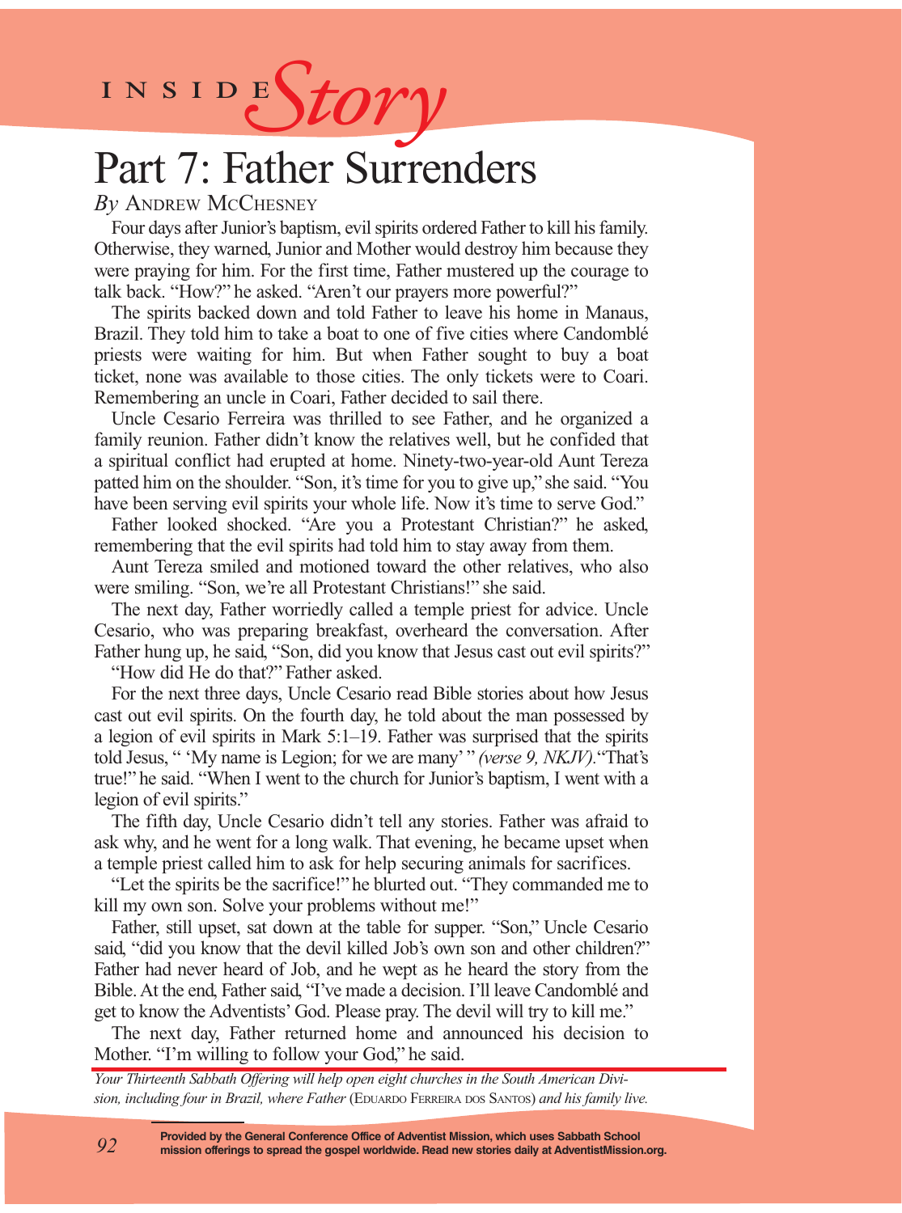INSIDE *Story*

# Part 7: Father Surrenders

*By* Andrew McChesney

Four days after Junior's baptism, evil spirits ordered Father to kill his family. Otherwise, they warned, Junior and Mother would destroy him because they were praying for him. For the first time, Father mustered up the courage to talk back. "How?" he asked. "Aren't our prayers more powerful?"

The spirits backed down and told Father to leave his home in Manaus, Brazil. They told him to take a boat to one of five cities where Candomblé priests were waiting for him. But when Father sought to buy a boat ticket, none was available to those cities. The only tickets were to Coari. Remembering an uncle in Coari, Father decided to sail there.

Uncle Cesario Ferreira was thrilled to see Father, and he organized a family reunion. Father didn't know the relatives well, but he confided that a spiritual conflict had erupted at home. Ninety-two-year-old Aunt Tereza patted him on the shoulder. "Son, it's time for you to give up," she said. "You have been serving evil spirits your whole life. Now it's time to serve God."

Father looked shocked. "Are you a Protestant Christian?" he asked, remembering that the evil spirits had told him to stay away from them.

Aunt Tereza smiled and motioned toward the other relatives, who also were smiling. "Son, we're all Protestant Christians!" she said.

The next day, Father worriedly called a temple priest for advice. Uncle Cesario, who was preparing breakfast, overheard the conversation. After Father hung up, he said, "Son, did you know that Jesus cast out evil spirits?"

"How did He do that?" Father asked.

For the next three days, Uncle Cesario read Bible stories about how Jesus cast out evil spirits. On the fourth day, he told about the man possessed by a legion of evil spirits in Mark 5:1–19. Father was surprised that the spirits told Jesus, " 'My name is Legion; for we are many' " *(verse 9, NKJV)*. "That's true!" he said. "When I went to the church for Junior's baptism, I went with a legion of evil spirits."

The fifth day, Uncle Cesario didn't tell any stories. Father was afraid to ask why, and he went for a long walk. That evening, he became upset when a temple priest called him to ask for help securing animals for sacrifices.

"Let the spirits be the sacrifice!" he blurted out. "They commanded me to kill my own son. Solve your problems without me!"

Father, still upset, sat down at the table for supper. "Son," Uncle Cesario said, "did you know that the devil killed Job's own son and other children?" Father had never heard of Job, and he wept as he heard the story from the Bible. At the end, Father said, "I've made a decision. I'll leave Candomblé and get to know the Adventists' God. Please pray. The devil will try to kill me."

The next day, Father returned home and announced his decision to Mother. "I'm willing to follow your God," he said.

*Your Thirteenth Sabbath Offering will help open eight churches in the South American Division, including four in Brazil, where Father* (Eduardo Ferreira dos Santos) *and his family live.*

**Provided by the General Conference Office of Adventist Mission, which uses Sabbath School mission offerings to spread the gospel worldwide. Read new stories daily at AdventistMission.org.**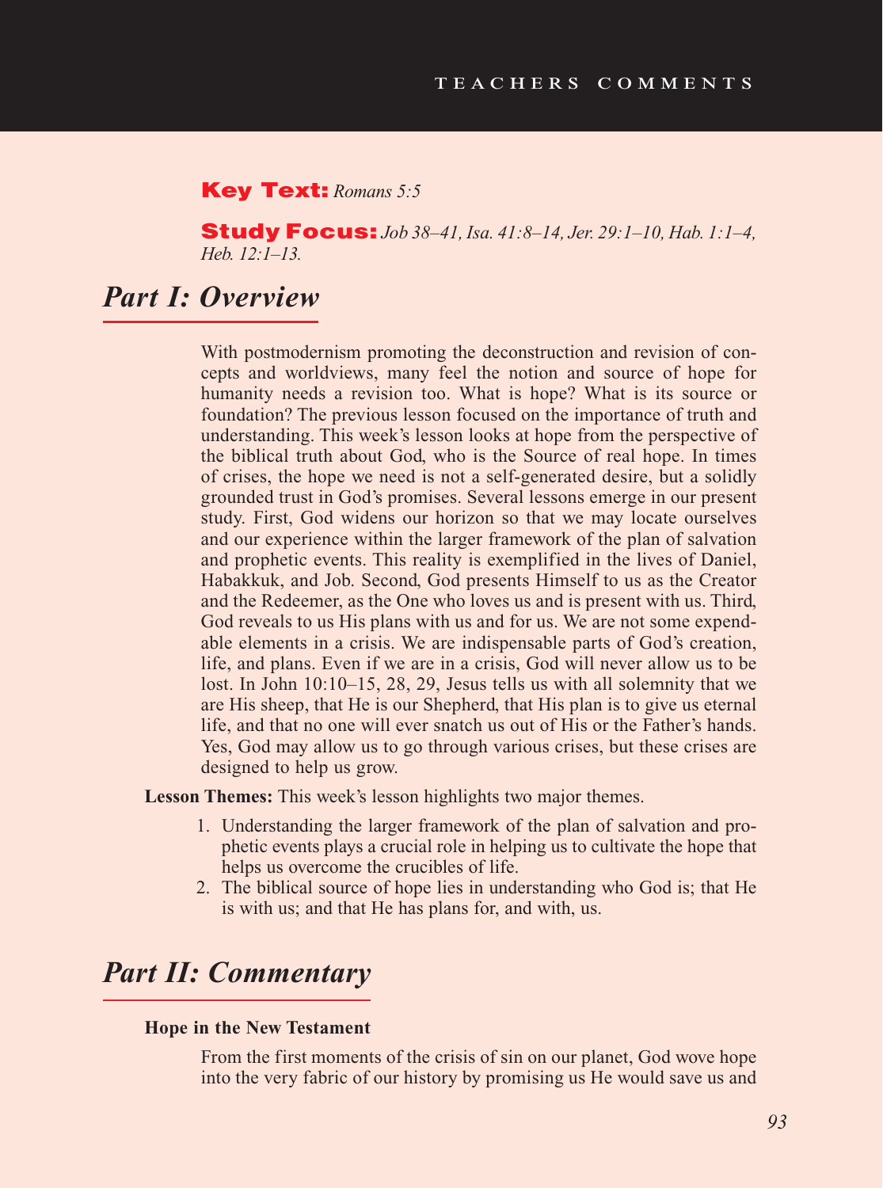**Key Text:** *Romans 5:5*

**Study Focus:** *Job 38–41, Isa. 41:8–14, Jer. 29:1–10, Hab. 1:1–4, Heb. 12:1–13.*

## *Part I: Overview*

With postmodernism promoting the deconstruction and revision of concepts and worldviews, many feel the notion and source of hope for humanity needs a revision too. What is hope? What is its source or foundation? The previous lesson focused on the importance of truth and understanding. This week's lesson looks at hope from the perspective of the biblical truth about God, who is the Source of real hope. In times of crises, the hope we need is not a self-generated desire, but a solidly grounded trust in God's promises. Several lessons emerge in our present study. First, God widens our horizon so that we may locate ourselves and our experience within the larger framework of the plan of salvation and prophetic events. This reality is exemplified in the lives of Daniel, Habakkuk, and Job. Second, God presents Himself to us as the Creator and the Redeemer, as the One who loves us and is present with us. Third, God reveals to us His plans with us and for us. We are not some expendable elements in a crisis. We are indispensable parts of God's creation, life, and plans. Even if we are in a crisis, God will never allow us to be lost. In John 10:10–15, 28, 29, Jesus tells us with all solemnity that we are His sheep, that He is our Shepherd, that His plan is to give us eternal life, and that no one will ever snatch us out of His or the Father's hands. Yes, God may allow us to go through various crises, but these crises are designed to help us grow.

**Lesson Themes:** This week's lesson highlights two major themes.

1. Understanding the larger framework of the plan of salvation and prophetic events plays a crucial role in helping us to cultivate the hope that helps us overcome the crucibles of life.
2. The biblical source of hope lies in understanding who God is; that He is with us; and that He has plans for, and with, us.

## *Part II: Commentary*

**Hope in the New Testament**

From the first moments of the crisis of sin on our planet, God wove hope into the very fabric of our history by promising us He would save us and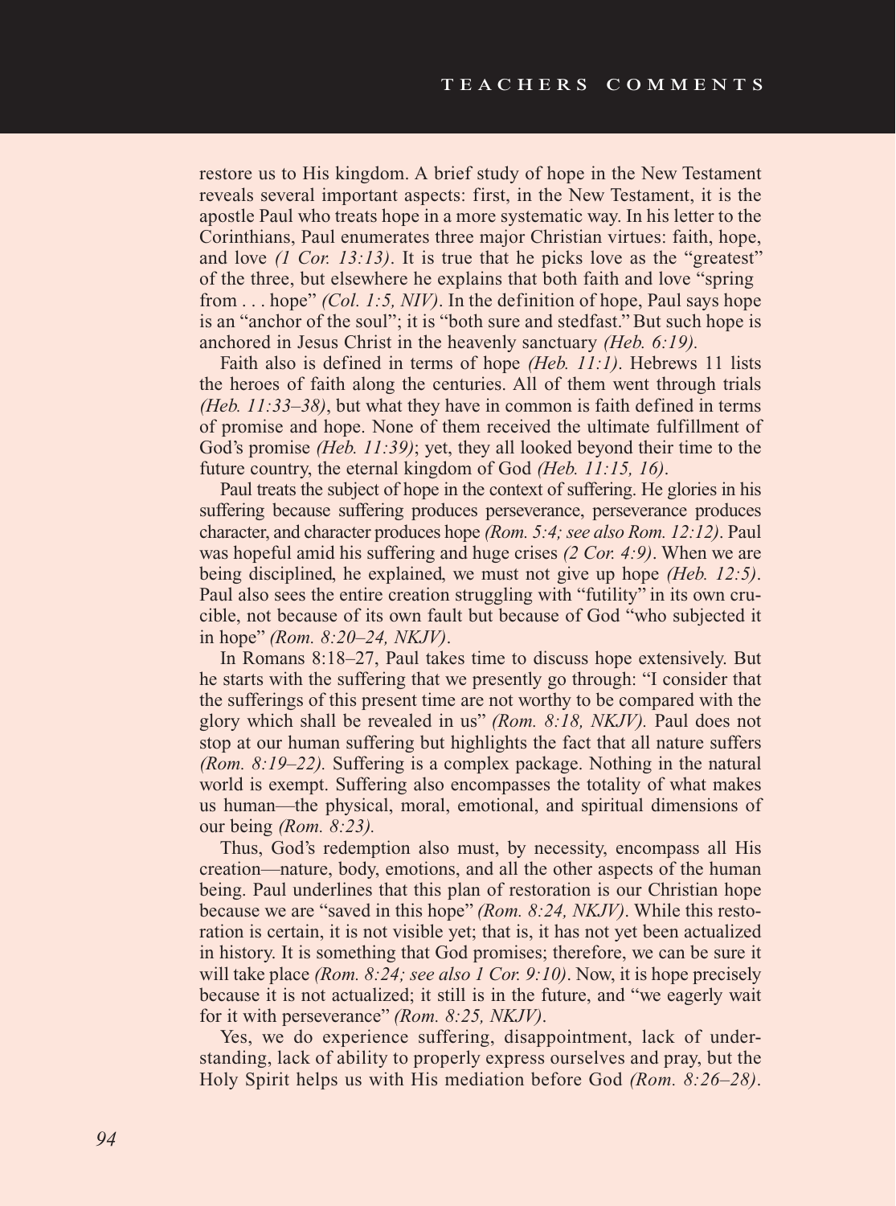restore us to His kingdom. A brief study of hope in the New Testament reveals several important aspects: first, in the New Testament, it is the apostle Paul who treats hope in a more systematic way. In his letter to the Corinthians, Paul enumerates three major Christian virtues: faith, hope, and love *(1 Cor. 13:13)*. It is true that he picks love as the "greatest" of the three, but elsewhere he explains that both faith and love "spring from . . . hope" *(Col. 1:5, NIV)*. In the definition of hope, Paul says hope is an "anchor of the soul"; it is "both sure and stedfast." But such hope is anchored in Jesus Christ in the heavenly sanctuary *(Heb. 6:19)*.

Faith also is defined in terms of hope *(Heb. 11:1)*. Hebrews 11 lists the heroes of faith along the centuries. All of them went through trials *(Heb. 11:33–38)*, but what they have in common is faith defined in terms of promise and hope. None of them received the ultimate fulfillment of God's promise *(Heb. 11:39)*; yet, they all looked beyond their time to the future country, the eternal kingdom of God *(Heb. 11:15, 16)*.

Paul treats the subject of hope in the context of suffering. He glories in his suffering because suffering produces perseverance, perseverance produces character, and character produces hope *(Rom. 5:4; see also Rom. 12:12)*. Paul was hopeful amid his suffering and huge crises *(2 Cor. 4:9)*. When we are being disciplined, he explained, we must not give up hope *(Heb. 12:5)*. Paul also sees the entire creation struggling with "futility" in its own crucible, not because of its own fault but because of God "who subjected it in hope" *(Rom. 8:20–24, NKJV)*.

In Romans 8:18–27, Paul takes time to discuss hope extensively. But he starts with the suffering that we presently go through: "I consider that the sufferings of this present time are not worthy to be compared with the glory which shall be revealed in us" *(Rom. 8:18, NKJV)*. Paul does not stop at our human suffering but highlights the fact that all nature suffers *(Rom. 8:19–22)*. Suffering is a complex package. Nothing in the natural world is exempt. Suffering also encompasses the totality of what makes us human—the physical, moral, emotional, and spiritual dimensions of our being *(Rom. 8:23)*.

Thus, God's redemption also must, by necessity, encompass all His creation—nature, body, emotions, and all the other aspects of the human being. Paul underlines that this plan of restoration is our Christian hope because we are "saved in this hope" *(Rom. 8:24, NKJV)*. While this restoration is certain, it is not visible yet; that is, it has not yet been actualized in history. It is something that God promises; therefore, we can be sure it will take place *(Rom. 8:24; see also 1 Cor. 9:10)*. Now, it is hope precisely because it is not actualized; it still is in the future, and "we eagerly wait for it with perseverance" *(Rom. 8:25, NKJV)*.

Yes, we do experience suffering, disappointment, lack of understanding, lack of ability to properly express ourselves and pray, but the Holy Spirit helps us with His mediation before God *(Rom. 8:26–28)*.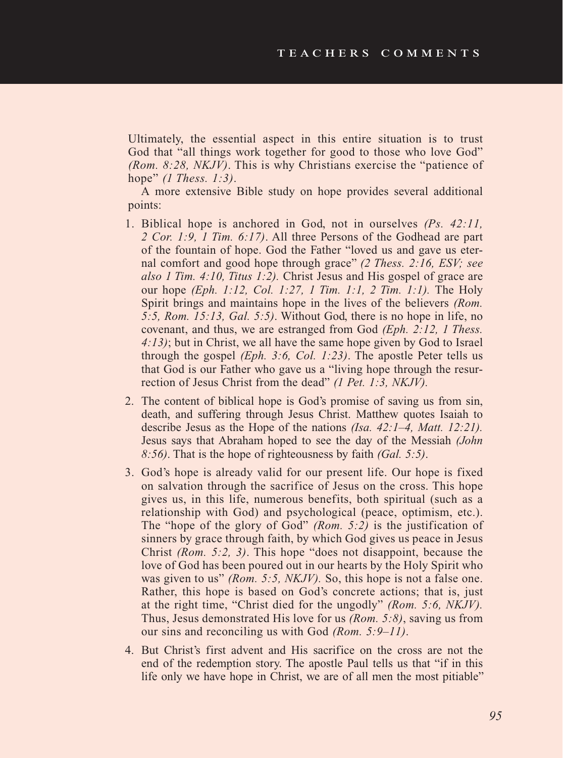Ultimately, the essential aspect in this entire situation is to trust God that "all things work together for good to those who love God" *(Rom. 8:28, NKJV)*. This is why Christians exercise the "patience of hope" *(1 Thess. 1:3)*.

A more extensive Bible study on hope provides several additional points:

1. Biblical hope is anchored in God, not in ourselves *(Ps. 42:11, 2 Cor. 1:9, 1 Tim. 6:17)*. All three Persons of the Godhead are part of the fountain of hope. God the Father "loved us and gave us eternal comfort and good hope through grace" *(2 Thess. 2:16, ESV; see also 1 Tim. 4:10, Titus 1:2).* Christ Jesus and His gospel of grace are our hope *(Eph. 1:12, Col. 1:27, 1 Tim. 1:1, 2 Tim. 1:1).* The Holy Spirit brings and maintains hope in the lives of the believers *(Rom. 5:5, Rom. 15:13, Gal. 5:5)*. Without God, there is no hope in life, no covenant, and thus, we are estranged from God *(Eph. 2:12, 1 Thess. 4:13)*; but in Christ, we all have the same hope given by God to Israel through the gospel *(Eph. 3:6, Col. 1:23)*. The apostle Peter tells us that God is our Father who gave us a "living hope through the resurrection of Jesus Christ from the dead" *(1 Pet. 1:3, NKJV).*
2. The content of biblical hope is God's promise of saving us from sin, death, and suffering through Jesus Christ. Matthew quotes Isaiah to describe Jesus as the Hope of the nations *(Isa. 42:1–4, Matt. 12:21).* Jesus says that Abraham hoped to see the day of the Messiah *(John 8:56)*. That is the hope of righteousness by faith *(Gal. 5:5)*.
3. God's hope is already valid for our present life. Our hope is fixed on salvation through the sacrifice of Jesus on the cross. This hope gives us, in this life, numerous benefits, both spiritual (such as a relationship with God) and psychological (peace, optimism, etc.). The "hope of the glory of God" *(Rom. 5:2)* is the justification of sinners by grace through faith, by which God gives us peace in Jesus Christ *(Rom. 5:2, 3)*. This hope "does not disappoint, because the love of God has been poured out in our hearts by the Holy Spirit who was given to us" *(Rom. 5:5, NKJV).* So, this hope is not a false one. Rather, this hope is based on God's concrete actions; that is, just at the right time, "Christ died for the ungodly" *(Rom. 5:6, NKJV).* Thus, Jesus demonstrated His love for us *(Rom. 5:8)*, saving us from our sins and reconciling us with God *(Rom. 5:9–11)*.
4. But Christ's first advent and His sacrifice on the cross are not the end of the redemption story. The apostle Paul tells us that "if in this life only we have hope in Christ, we are of all men the most pitiable"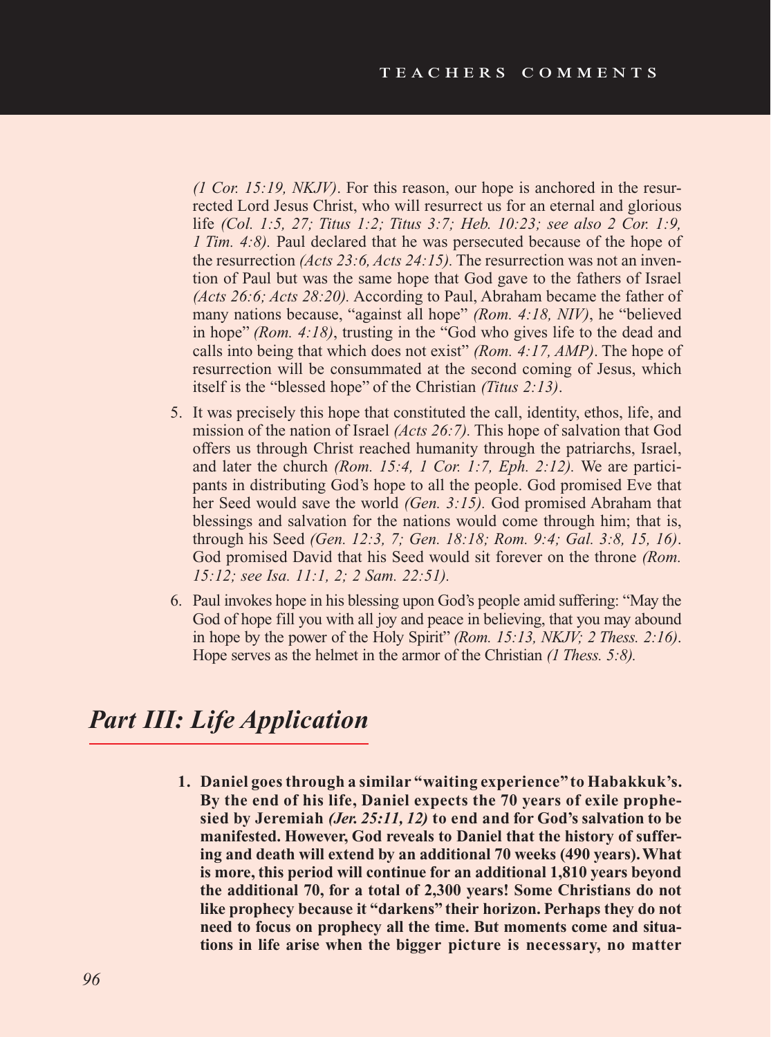*(1 Cor. 15:19, NKJV)*. For this reason, our hope is anchored in the resurrected Lord Jesus Christ, who will resurrect us for an eternal and glorious life *(Col. 1:5, 27; Titus 1:2; Titus 3:7; Heb. 10:23; see also 2 Cor. 1:9, 1 Tim. 4:8).* Paul declared that he was persecuted because of the hope of the resurrection *(Acts 23:6, Acts 24:15)*. The resurrection was not an invention of Paul but was the same hope that God gave to the fathers of Israel *(Acts 26:6; Acts 28:20).* According to Paul, Abraham became the father of many nations because, "against all hope" *(Rom. 4:18, NIV)*, he "believed in hope" *(Rom. 4:18)*, trusting in the "God who gives life to the dead and calls into being that which does not exist" *(Rom. 4:17, AMP)*. The hope of resurrection will be consummated at the second coming of Jesus, which itself is the "blessed hope" of the Christian *(Titus 2:13)*.

5. It was precisely this hope that constituted the call, identity, ethos, life, and mission of the nation of Israel *(Acts 26:7).* This hope of salvation that God offers us through Christ reached humanity through the patriarchs, Israel, and later the church *(Rom. 15:4, 1 Cor. 1:7, Eph. 2:12).* We are participants in distributing God's hope to all the people. God promised Eve that her Seed would save the world *(Gen. 3:15).* God promised Abraham that blessings and salvation for the nations would come through him; that is, through his Seed *(Gen. 12:3, 7; Gen. 18:18; Rom. 9:4; Gal. 3:8, 15, 16)*. God promised David that his Seed would sit forever on the throne *(Rom. 15:12; see Isa. 11:1, 2; 2 Sam. 22:51).*

6. Paul invokes hope in his blessing upon God's people amid suffering: "May the God of hope fill you with all joy and peace in believing, that you may abound in hope by the power of the Holy Spirit" *(Rom. 15:13, NKJV; 2 Thess. 2:16)*. Hope serves as the helmet in the armor of the Christian *(1 Thess. 5:8).*

## *Part III: Life Application*

1. **Daniel goes through a similar "waiting experience" to Habakkuk's. By the end of his life, Daniel expects the 70 years of exile prophesied by Jeremiah *(Jer. 25:11, 12)* to end and for God's salvation to be manifested. However, God reveals to Daniel that the history of suffering and death will extend by an additional 70 weeks (490 years). What is more, this period will continue for an additional 1,810 years beyond the additional 70, for a total of 2,300 years! Some Christians do not like prophecy because it "darkens" their horizon. Perhaps they do not need to focus on prophecy all the time. But moments come and situations in life arise when the bigger picture is necessary, no matter**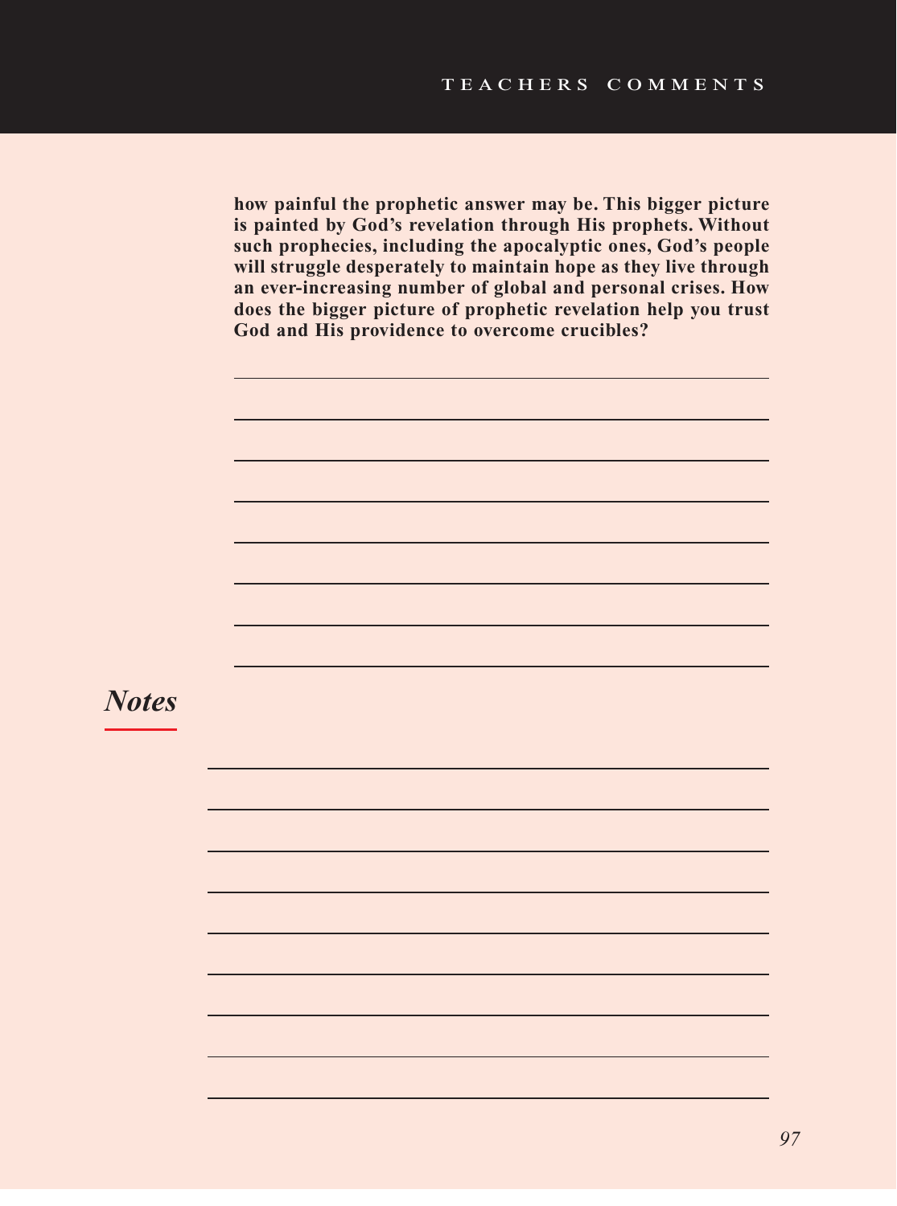**how painful the prophetic answer may be. This bigger picture is painted by God's revelation through His prophets. Without such prophecies, including the apocalyptic ones, God's people will struggle desperately to maintain hope as they live through an ever-increasing number of global and personal crises. How does the bigger picture of prophetic revelation help you trust God and His providence to overcome crucibles?**

***Notes***